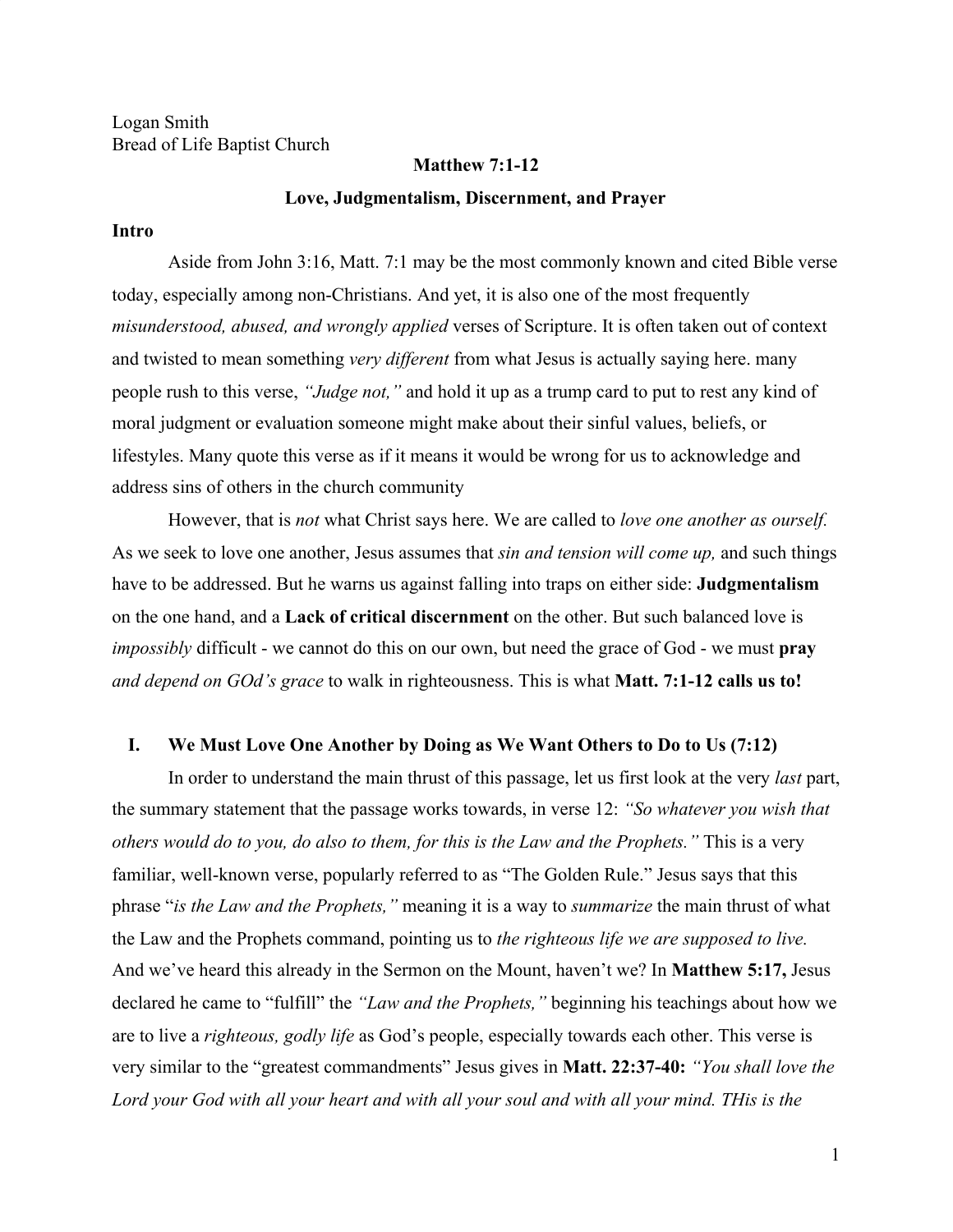Logan Smith
Bread of Life Baptist Church

**Matthew 7:1-12**

**Love, Judgmentalism, Discernment, and Prayer**

**Intro**

Aside from John 3:16, Matt. 7:1 may be the most commonly known and cited Bible verse today, especially among non-Christians. And yet, it is also one of the most frequently *misunderstood, abused, and wrongly applied* verses of Scripture. It is often taken out of context and twisted to mean something *very different* from what Jesus is actually saying here. many people rush to this verse, *"Judge not,"* and hold it up as a trump card to put to rest any kind of moral judgment or evaluation someone might make about their sinful values, beliefs, or lifestyles. Many quote this verse as if it means it would be wrong for us to acknowledge and address sins of others in the church community

However, that is *not* what Christ says here. We are called to *love one another as ourself.* As we seek to love one another, Jesus assumes that *sin and tension will come up,* and such things have to be addressed. But he warns us against falling into traps on either side: **Judgmentalism** on the one hand, and a **Lack of critical discernment** on the other. But such balanced love is *impossibly* difficult - we cannot do this on our own, but need the grace of God - we must **pray** *and depend on GOd's grace* to walk in righteousness. This is what **Matt. 7:1-12 calls us to!**

**I. We Must Love One Another by Doing as We Want Others to Do to Us (7:12)**

In order to understand the main thrust of this passage, let us first look at the very *last* part, the summary statement that the passage works towards, in verse 12: *"So whatever you wish that others would do to you, do also to them, for this is the Law and the Prophets."* This is a very familiar, well-known verse, popularly referred to as "The Golden Rule." Jesus says that this phrase "*is the Law and the Prophets,"* meaning it is a way to *summarize* the main thrust of what the Law and the Prophets command, pointing us to *the righteous life we are supposed to live.* And we've heard this already in the Sermon on the Mount, haven't we? In **Matthew 5:17,** Jesus declared he came to "fulfill" the *"Law and the Prophets,"* beginning his teachings about how we are to live a *righteous, godly life* as God's people, especially towards each other. This verse is very similar to the "greatest commandments" Jesus gives in **Matt. 22:37-40:** *"You shall love the Lord your God with all your heart and with all your soul and with all your mind. THis is the*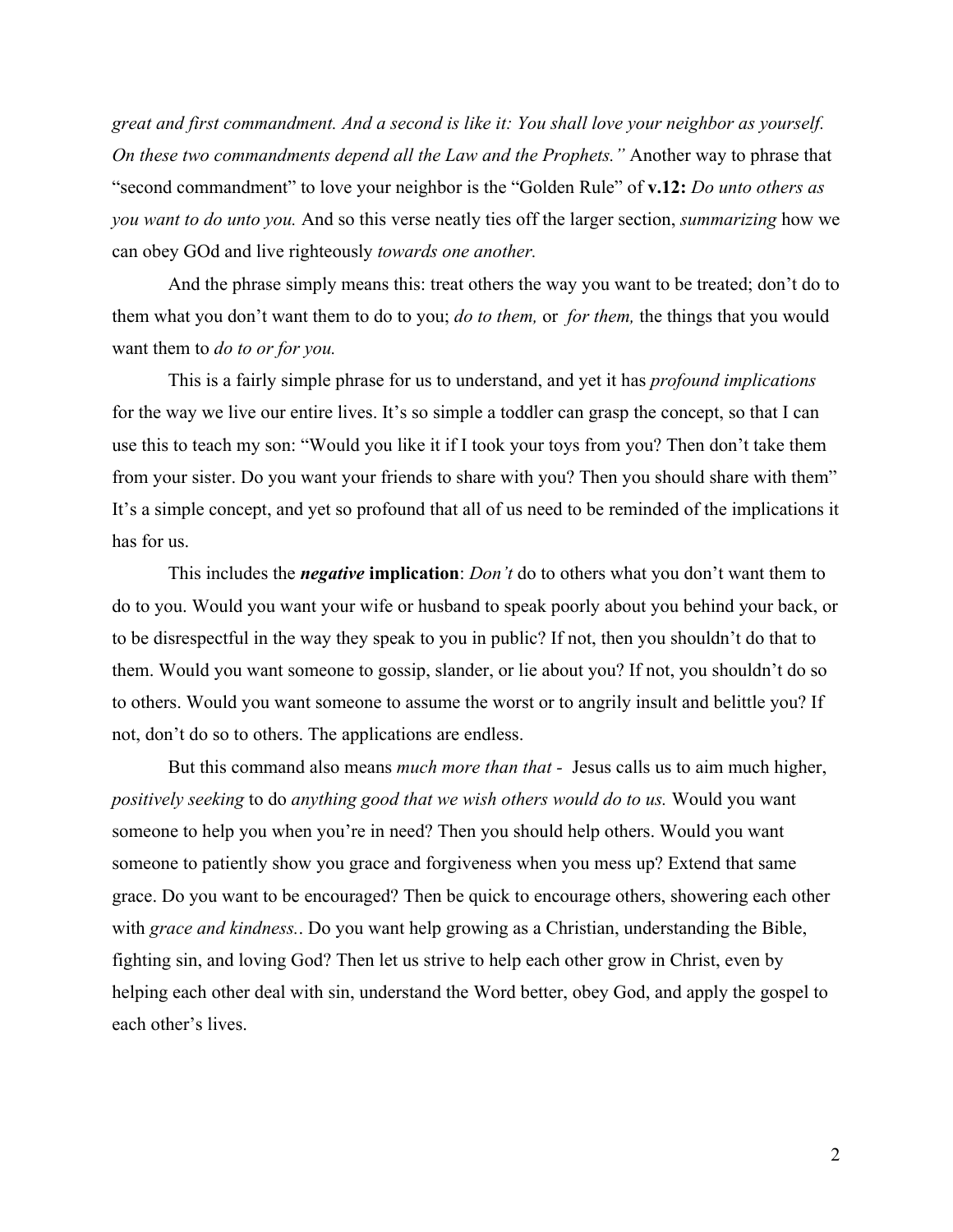*great and first commandment. And a second is like it: You shall love your neighbor as yourself. On these two commandments depend all the Law and the Prophets."* Another way to phrase that "second commandment" to love your neighbor is the "Golden Rule" of **v.12:** *Do unto others as you want to do unto you.* And so this verse neatly ties off the larger section, *summarizing* how we can obey GOd and live righteously *towards one another.*

And the phrase simply means this: treat others the way you want to be treated; don't do to them what you don't want them to do to you; *do to them,* or *for them,* the things that you would want them to *do to or for you.*

This is a fairly simple phrase for us to understand, and yet it has *profound implications* for the way we live our entire lives. It's so simple a toddler can grasp the concept, so that I can use this to teach my son: "Would you like it if I took your toys from you? Then don't take them from your sister. Do you want your friends to share with you? Then you should share with them" It's a simple concept, and yet so profound that all of us need to be reminded of the implications it has for us.

This includes the ***negative*** **implication**: *Don't* do to others what you don't want them to do to you. Would you want your wife or husband to speak poorly about you behind your back, or to be disrespectful in the way they speak to you in public? If not, then you shouldn't do that to them. Would you want someone to gossip, slander, or lie about you? If not, you shouldn't do so to others. Would you want someone to assume the worst or to angrily insult and belittle you? If not, don't do so to others. The applications are endless.

But this command also means *much more than that -* Jesus calls us to aim much higher, *positively seeking* to do *anything good that we wish others would do to us.* Would you want someone to help you when you're in need? Then you should help others. Would you want someone to patiently show you grace and forgiveness when you mess up? Extend that same grace. Do you want to be encouraged? Then be quick to encourage others, showering each other with *grace and kindness.*. Do you want help growing as a Christian, understanding the Bible, fighting sin, and loving God? Then let us strive to help each other grow in Christ, even by helping each other deal with sin, understand the Word better, obey God, and apply the gospel to each other's lives.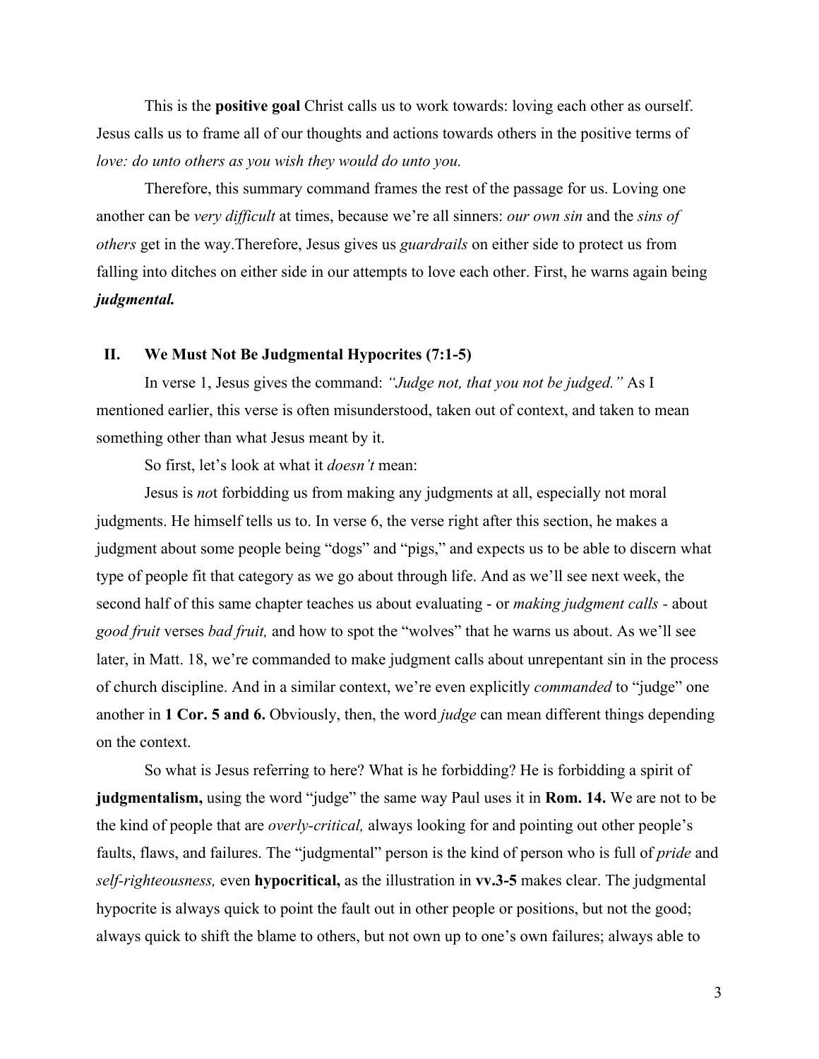This is the **positive goal** Christ calls us to work towards: loving each other as ourself. Jesus calls us to frame all of our thoughts and actions towards others in the positive terms of *love: do unto others as you wish they would do unto you.*

Therefore, this summary command frames the rest of the passage for us. Loving one another can be *very difficult* at times, because we're all sinners: *our own sin* and the *sins of others* get in the way.Therefore, Jesus gives us *guardrails* on either side to protect us from falling into ditches on either side in our attempts to love each other. First, he warns again being ***judgmental.***

## II. We Must Not Be Judgmental Hypocrites (7:1-5)

In verse 1, Jesus gives the command: *"Judge not, that you not be judged."* As I mentioned earlier, this verse is often misunderstood, taken out of context, and taken to mean something other than what Jesus meant by it.

So first, let's look at what it *doesn't* mean:

Jesus is *no*t forbidding us from making any judgments at all, especially not moral judgments. He himself tells us to. In verse 6, the verse right after this section, he makes a judgment about some people being "dogs" and "pigs," and expects us to be able to discern what type of people fit that category as we go about through life. And as we'll see next week, the second half of this same chapter teaches us about evaluating - or *making judgment calls* - about *good fruit* verses *bad fruit,* and how to spot the "wolves" that he warns us about. As we'll see later, in Matt. 18, we're commanded to make judgment calls about unrepentant sin in the process of church discipline. And in a similar context, we're even explicitly *commanded* to "judge" one another in **1 Cor. 5 and 6.** Obviously, then, the word *judge* can mean different things depending on the context.

So what is Jesus referring to here? What is he forbidding? He is forbidding a spirit of **judgmentalism,** using the word "judge" the same way Paul uses it in **Rom. 14.** We are not to be the kind of people that are *overly-critical,* always looking for and pointing out other people's faults, flaws, and failures. The "judgmental" person is the kind of person who is full of *pride* and *self-righteousness,* even **hypocritical,** as the illustration in **vv.3-5** makes clear. The judgmental hypocrite is always quick to point the fault out in other people or positions, but not the good; always quick to shift the blame to others, but not own up to one's own failures; always able to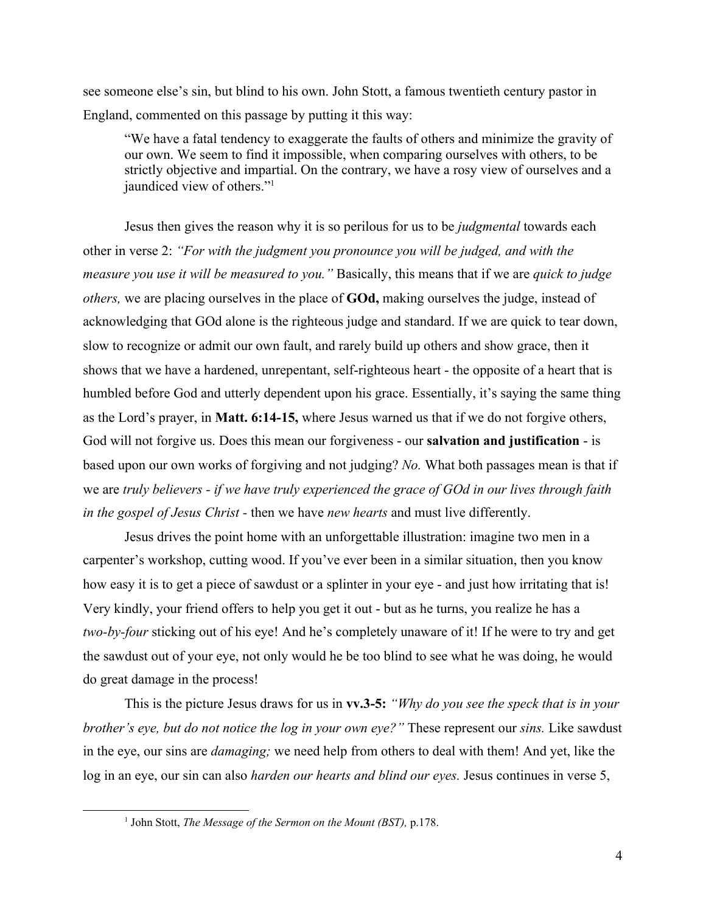see someone else's sin, but blind to his own. John Stott, a famous twentieth century pastor in England, commented on this passage by putting it this way:

> "We have a fatal tendency to exaggerate the faults of others and minimize the gravity of our own. We seem to find it impossible, when comparing ourselves with others, to be strictly objective and impartial. On the contrary, we have a rosy view of ourselves and a jaundiced view of others."[1]

Jesus then gives the reason why it is so perilous for us to be *judgmental* towards each other in verse 2: *"For with the judgment you pronounce you will be judged, and with the measure you use it will be measured to you."* Basically, this means that if we are *quick to judge others,* we are placing ourselves in the place of **GOd,** making ourselves the judge, instead of acknowledging that GOd alone is the righteous judge and standard. If we are quick to tear down, slow to recognize or admit our own fault, and rarely build up others and show grace, then it shows that we have a hardened, unrepentant, self-righteous heart - the opposite of a heart that is humbled before God and utterly dependent upon his grace. Essentially, it's saying the same thing as the Lord's prayer, in **Matt. 6:14-15,** where Jesus warned us that if we do not forgive others, God will not forgive us. Does this mean our forgiveness - our **salvation and justification** - is based upon our own works of forgiving and not judging? *No.* What both passages mean is that if we are *truly believers - if we have truly experienced the grace of GOd in our lives through faith in the gospel of Jesus Christ -* then we have *new hearts* and must live differently.

Jesus drives the point home with an unforgettable illustration: imagine two men in a carpenter's workshop, cutting wood. If you've ever been in a similar situation, then you know how easy it is to get a piece of sawdust or a splinter in your eye - and just how irritating that is! Very kindly, your friend offers to help you get it out - but as he turns, you realize he has a *two-by-four* sticking out of his eye! And he's completely unaware of it! If he were to try and get the sawdust out of your eye, not only would he be too blind to see what he was doing, he would do great damage in the process!

This is the picture Jesus draws for us in **vv.3-5:** *"Why do you see the speck that is in your brother's eye, but do not notice the log in your own eye?"* These represent our *sins.* Like sawdust in the eye, our sins are *damaging;* we need help from others to deal with them! And yet, like the log in an eye, our sin can also *harden our hearts and blind our eyes.* Jesus continues in verse 5,

---

[1] John Stott, *The Message of the Sermon on the Mount (BST),* p.178.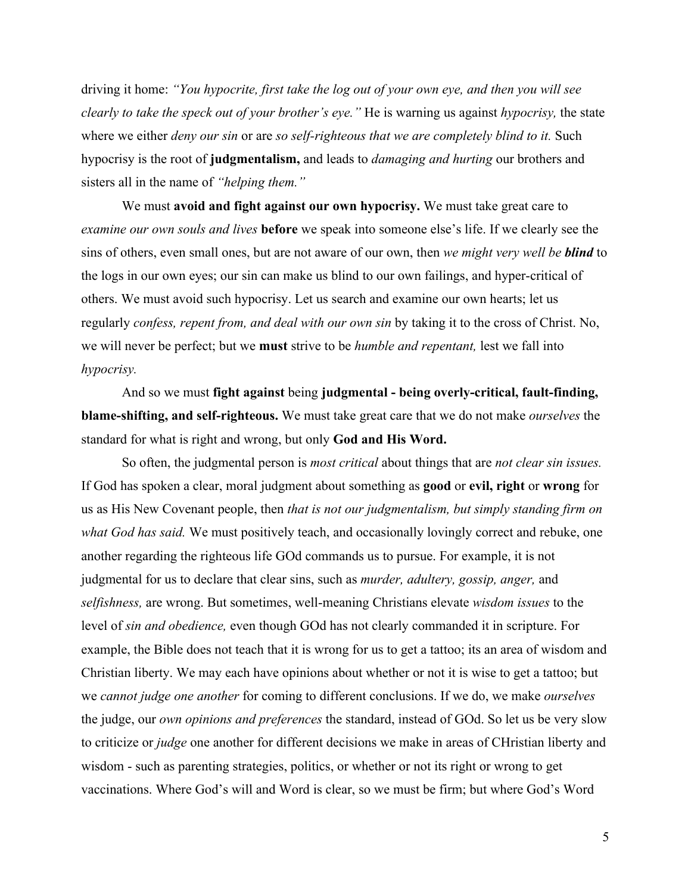driving it home: *"You hypocrite, first take the log out of your own eye, and then you will see clearly to take the speck out of your brother's eye."* He is warning us against *hypocrisy,* the state where we either *deny our sin* or are *so self-righteous that we are completely blind to it.* Such hypocrisy is the root of **judgmentalism,** and leads to *damaging and hurting* our brothers and sisters all in the name of *"helping them."*

We must **avoid and fight against our own hypocrisy.** We must take great care to *examine our own souls and lives* **before** we speak into someone else's life. If we clearly see the sins of others, even small ones, but are not aware of our own, then *we might very well be* ***blind*** to the logs in our own eyes; our sin can make us blind to our own failings, and hyper-critical of others. We must avoid such hypocrisy. Let us search and examine our own hearts; let us regularly *confess, repent from, and deal with our own sin* by taking it to the cross of Christ. No, we will never be perfect; but we **must** strive to be *humble and repentant,* lest we fall into *hypocrisy.*

And so we must **fight against** being **judgmental - being overly-critical, fault-finding, blame-shifting, and self-righteous.** We must take great care that we do not make *ourselves* the standard for what is right and wrong, but only **God and His Word.**

So often, the judgmental person is *most critical* about things that are *not clear sin issues.* If God has spoken a clear, moral judgment about something as **good** or **evil, right** or **wrong** for us as His New Covenant people, then *that is not our judgmentalism, but simply standing firm on what God has said.* We must positively teach, and occasionally lovingly correct and rebuke, one another regarding the righteous life GOd commands us to pursue. For example, it is not judgmental for us to declare that clear sins, such as *murder, adultery, gossip, anger,* and *selfishness,* are wrong. But sometimes, well-meaning Christians elevate *wisdom issues* to the level of *sin and obedience,* even though GOd has not clearly commanded it in scripture. For example, the Bible does not teach that it is wrong for us to get a tattoo; its an area of wisdom and Christian liberty. We may each have opinions about whether or not it is wise to get a tattoo; but we *cannot judge one another* for coming to different conclusions. If we do, we make *ourselves* the judge, our *own opinions and preferences* the standard, instead of GOd. So let us be very slow to criticize or *judge* one another for different decisions we make in areas of CHristian liberty and wisdom - such as parenting strategies, politics, or whether or not its right or wrong to get vaccinations. Where God's will and Word is clear, so we must be firm; but where God's Word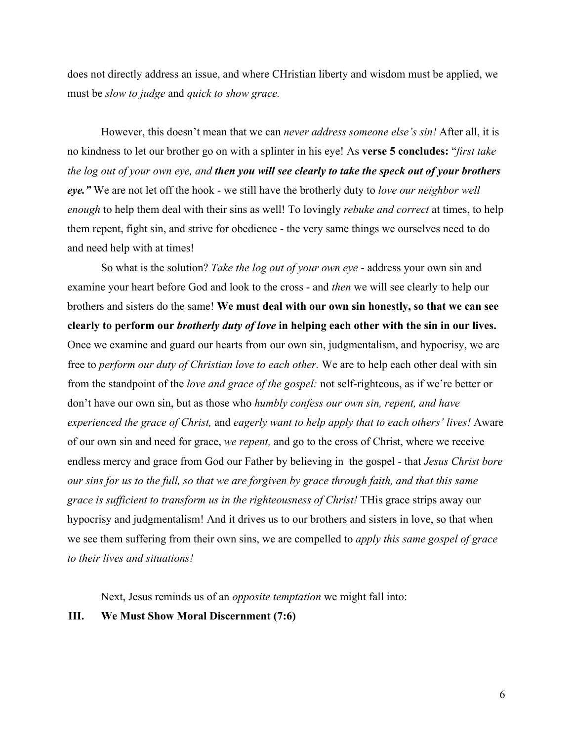does not directly address an issue, and where CHristian liberty and wisdom must be applied, we must be *slow to judge* and *quick to show grace.*

However, this doesn't mean that we can *never address someone else's sin!* After all, it is no kindness to let our brother go on with a splinter in his eye! As **verse 5 concludes:** "*first take the log out of your own eye, and* ***then you will see clearly to take the speck out of your brothers eye."*** We are not let off the hook - we still have the brotherly duty to *love our neighbor well enough* to help them deal with their sins as well! To lovingly *rebuke and correct* at times, to help them repent, fight sin, and strive for obedience - the very same things we ourselves need to do and need help with at times!

So what is the solution? *Take the log out of your own eye* - address your own sin and examine your heart before God and look to the cross - and *then* we will see clearly to help our brothers and sisters do the same! **We must deal with our own sin honestly, so that we can see clearly to perform our *brotherly duty of love* in helping each other with the sin in our lives.** Once we examine and guard our hearts from our own sin, judgmentalism, and hypocrisy, we are free to *perform our duty of Christian love to each other.* We are to help each other deal with sin from the standpoint of the *love and grace of the gospel:* not self-righteous, as if we're better or don't have our own sin, but as those who *humbly confess our own sin, repent, and have experienced the grace of Christ,* and *eagerly want to help apply that to each others' lives!* Aware of our own sin and need for grace, *we repent,* and go to the cross of Christ, where we receive endless mercy and grace from God our Father by believing in the gospel - that *Jesus Christ bore our sins for us to the full, so that we are forgiven by grace through faith, and that this same grace is sufficient to transform us in the righteousness of Christ!* THis grace strips away our hypocrisy and judgmentalism! And it drives us to our brothers and sisters in love, so that when we see them suffering from their own sins, we are compelled to *apply this same gospel of grace to their lives and situations!*

Next, Jesus reminds us of an *opposite temptation* we might fall into:

## III. We Must Show Moral Discernment (7:6)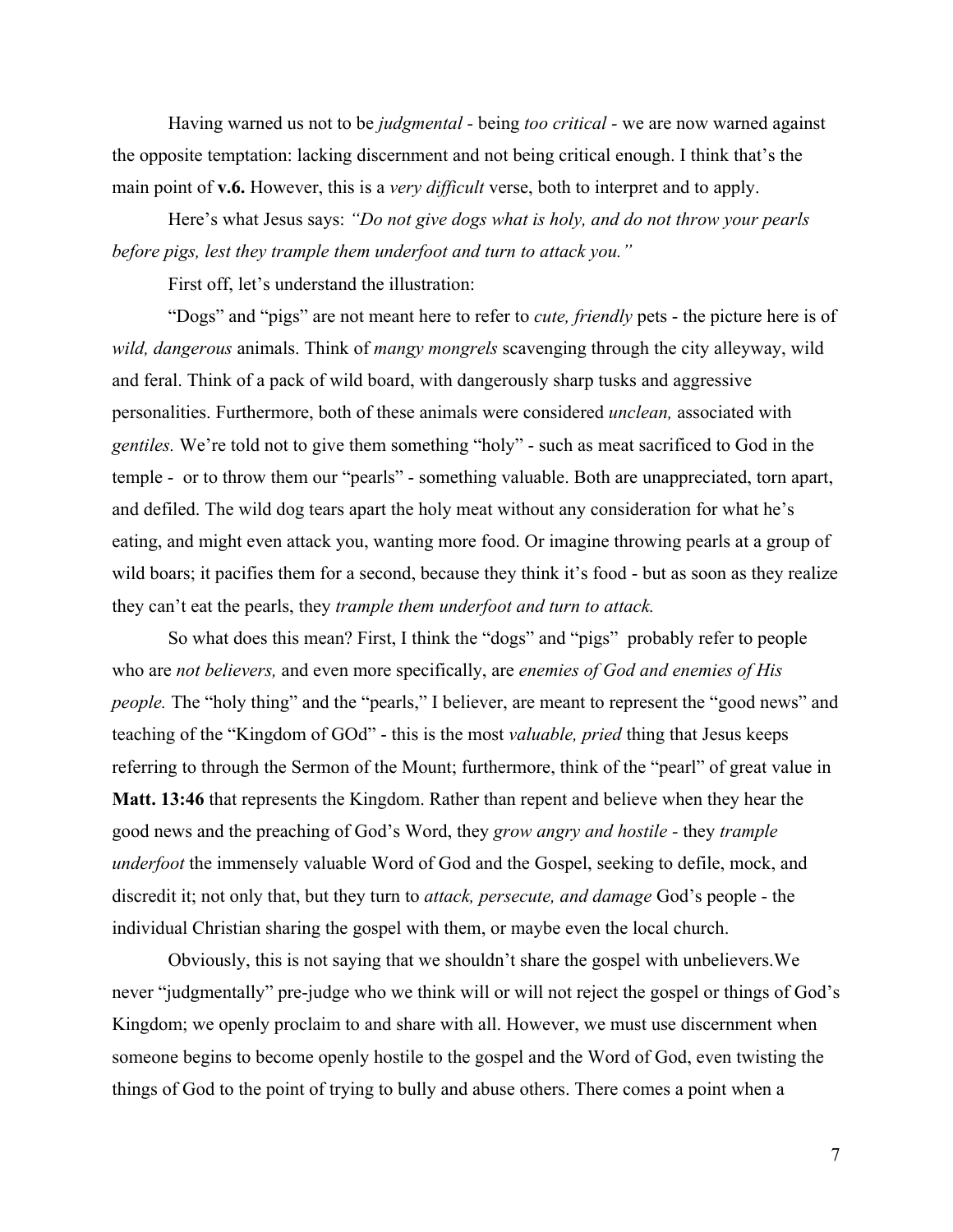Having warned us not to be *judgmental* - being *too critical* - we are now warned against the opposite temptation: lacking discernment and not being critical enough. I think that's the main point of **v.6.** However, this is a *very difficult* verse, both to interpret and to apply.

Here's what Jesus says: *"Do not give dogs what is holy, and do not throw your pearls before pigs, lest they trample them underfoot and turn to attack you."*

First off, let's understand the illustration:

"Dogs" and "pigs" are not meant here to refer to *cute, friendly* pets - the picture here is of *wild, dangerous* animals. Think of *mangy mongrels* scavenging through the city alleyway, wild and feral. Think of a pack of wild board, with dangerously sharp tusks and aggressive personalities. Furthermore, both of these animals were considered *unclean,* associated with *gentiles.* We're told not to give them something "holy" - such as meat sacrificed to God in the temple - or to throw them our "pearls" - something valuable. Both are unappreciated, torn apart, and defiled. The wild dog tears apart the holy meat without any consideration for what he's eating, and might even attack you, wanting more food. Or imagine throwing pearls at a group of wild boars; it pacifies them for a second, because they think it's food - but as soon as they realize they can't eat the pearls, they *trample them underfoot and turn to attack.*

So what does this mean? First, I think the "dogs" and "pigs" probably refer to people who are *not believers,* and even more specifically, are *enemies of God and enemies of His people.* The "holy thing" and the "pearls," I believer, are meant to represent the "good news" and teaching of the "Kingdom of GOd" - this is the most *valuable, pried* thing that Jesus keeps referring to through the Sermon of the Mount; furthermore, think of the "pearl" of great value in **Matt. 13:46** that represents the Kingdom. Rather than repent and believe when they hear the good news and the preaching of God's Word, they *grow angry and hostile* - they *trample underfoot* the immensely valuable Word of God and the Gospel, seeking to defile, mock, and discredit it; not only that, but they turn to *attack, persecute, and damage* God's people - the individual Christian sharing the gospel with them, or maybe even the local church.

Obviously, this is not saying that we shouldn't share the gospel with unbelievers.We never "judgmentally" pre-judge who we think will or will not reject the gospel or things of God's Kingdom; we openly proclaim to and share with all. However, we must use discernment when someone begins to become openly hostile to the gospel and the Word of God, even twisting the things of God to the point of trying to bully and abuse others. There comes a point when a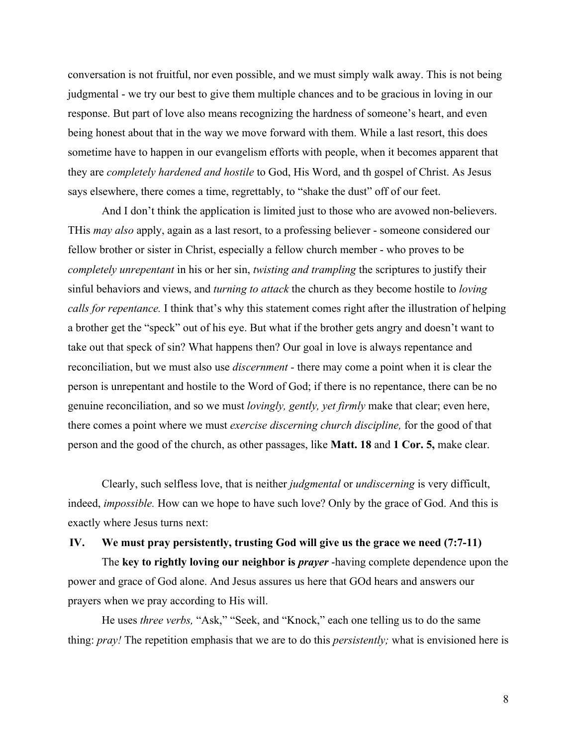conversation is not fruitful, nor even possible, and we must simply walk away. This is not being judgmental - we try our best to give them multiple chances and to be gracious in loving in our response. But part of love also means recognizing the hardness of someone's heart, and even being honest about that in the way we move forward with them. While a last resort, this does sometime have to happen in our evangelism efforts with people, when it becomes apparent that they are *completely hardened and hostile* to God, His Word, and th gospel of Christ. As Jesus says elsewhere, there comes a time, regrettably, to "shake the dust" off of our feet.

And I don't think the application is limited just to those who are avowed non-believers. THis *may also* apply, again as a last resort, to a professing believer - someone considered our fellow brother or sister in Christ, especially a fellow church member - who proves to be *completely unrepentant* in his or her sin, *twisting and trampling* the scriptures to justify their sinful behaviors and views, and *turning to attack* the church as they become hostile to *loving calls for repentance.* I think that's why this statement comes right after the illustration of helping a brother get the "speck" out of his eye. But what if the brother gets angry and doesn't want to take out that speck of sin? What happens then? Our goal in love is always repentance and reconciliation, but we must also use *discernment* - there may come a point when it is clear the person is unrepentant and hostile to the Word of God; if there is no repentance, there can be no genuine reconciliation, and so we must *lovingly, gently, yet firmly* make that clear; even here, there comes a point where we must *exercise discerning church discipline,* for the good of that person and the good of the church, as other passages, like **Matt. 18** and **1 Cor. 5,** make clear.

Clearly, such selfless love, that is neither *judgmental* or *undiscerning* is very difficult, indeed, *impossible.* How can we hope to have such love? Only by the grace of God. And this is exactly where Jesus turns next:

### IV. We must pray persistently, trusting God will give us the grace we need (7:7-11)

The **key to rightly loving our neighbor is *prayer*** -having complete dependence upon the power and grace of God alone. And Jesus assures us here that GOd hears and answers our prayers when we pray according to His will.

He uses *three verbs,* "Ask," "Seek, and "Knock," each one telling us to do the same thing: *pray!* The repetition emphasis that we are to do this *persistently;* what is envisioned here is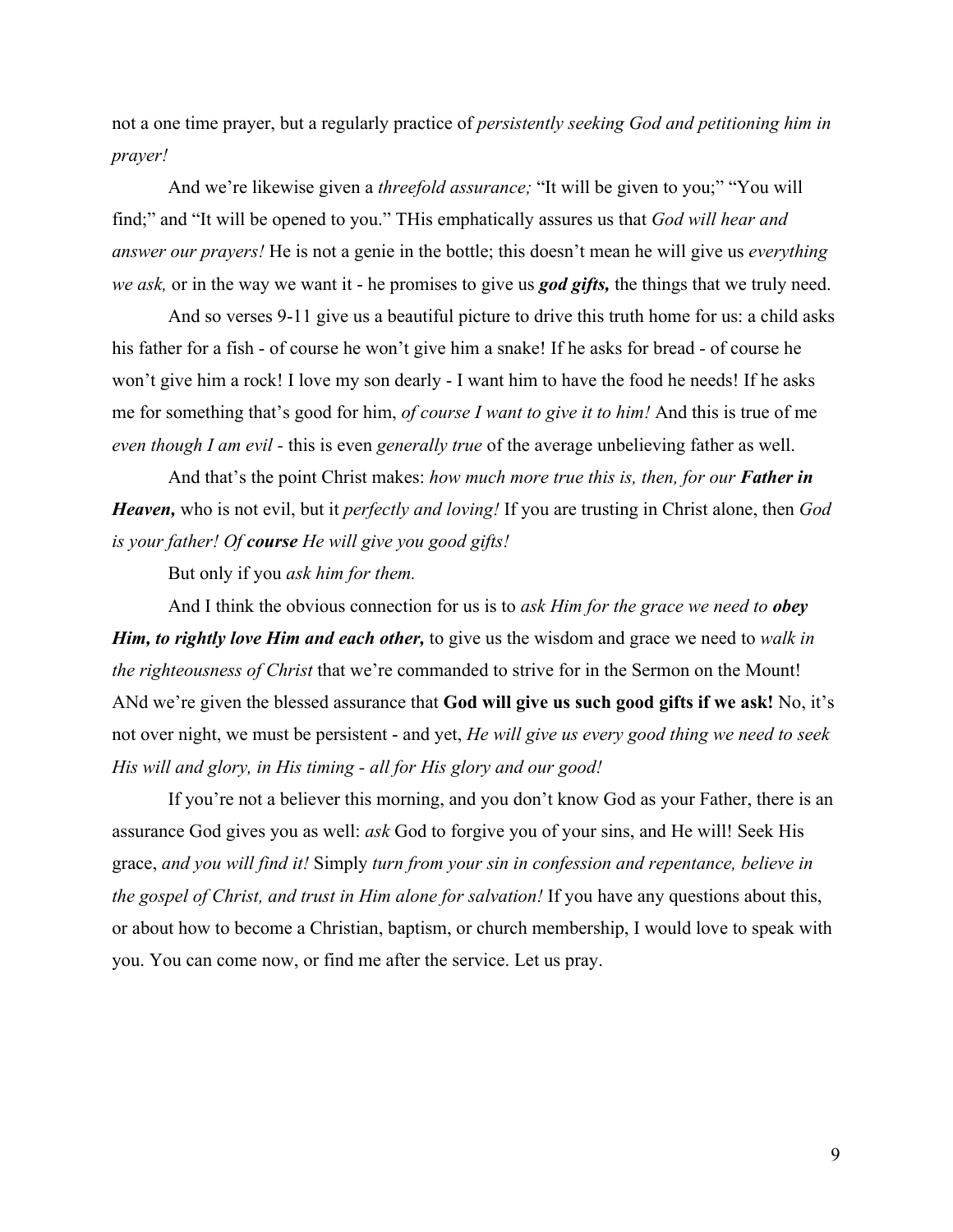not a one time prayer, but a regularly practice of *persistently seeking God and petitioning him in prayer!*

And we're likewise given a *threefold assurance;* "It will be given to you;" "You will find;" and "It will be opened to you." THis emphatically assures us that *God will hear and answer our prayers!* He is not a genie in the bottle; this doesn't mean he will give us *everything we ask,* or in the way we want it - he promises to give us ***god gifts,*** the things that we truly need.

And so verses 9-11 give us a beautiful picture to drive this truth home for us: a child asks his father for a fish - of course he won't give him a snake! If he asks for bread - of course he won't give him a rock! I love my son dearly - I want him to have the food he needs! If he asks me for something that's good for him, *of course I want to give it to him!* And this is true of me *even though I am evil* - this is even *generally true* of the average unbelieving father as well.

And that's the point Christ makes: *how much more true this is, then, for our **Father in Heaven,*** who is not evil, but it *perfectly and loving!* If you are trusting in Christ alone, then *God is your father! Of **course** He will give you good gifts!*

But only if you *ask him for them.*

And I think the obvious connection for us is to *ask Him for the grace we need to **obey Him, to rightly love Him and each other,*** to give us the wisdom and grace we need to *walk in the righteousness of Christ* that we're commanded to strive for in the Sermon on the Mount! ANd we're given the blessed assurance that **God will give us such good gifts if we ask!** No, it's not over night, we must be persistent - and yet, *He will give us every good thing we need to seek His will and glory, in His timing - all for His glory and our good!*

If you're not a believer this morning, and you don't know God as your Father, there is an assurance God gives you as well: *ask* God to forgive you of your sins, and He will! Seek His grace, *and you will find it!* Simply *turn from your sin in confession and repentance, believe in the gospel of Christ, and trust in Him alone for salvation!* If you have any questions about this, or about how to become a Christian, baptism, or church membership, I would love to speak with you. You can come now, or find me after the service. Let us pray.